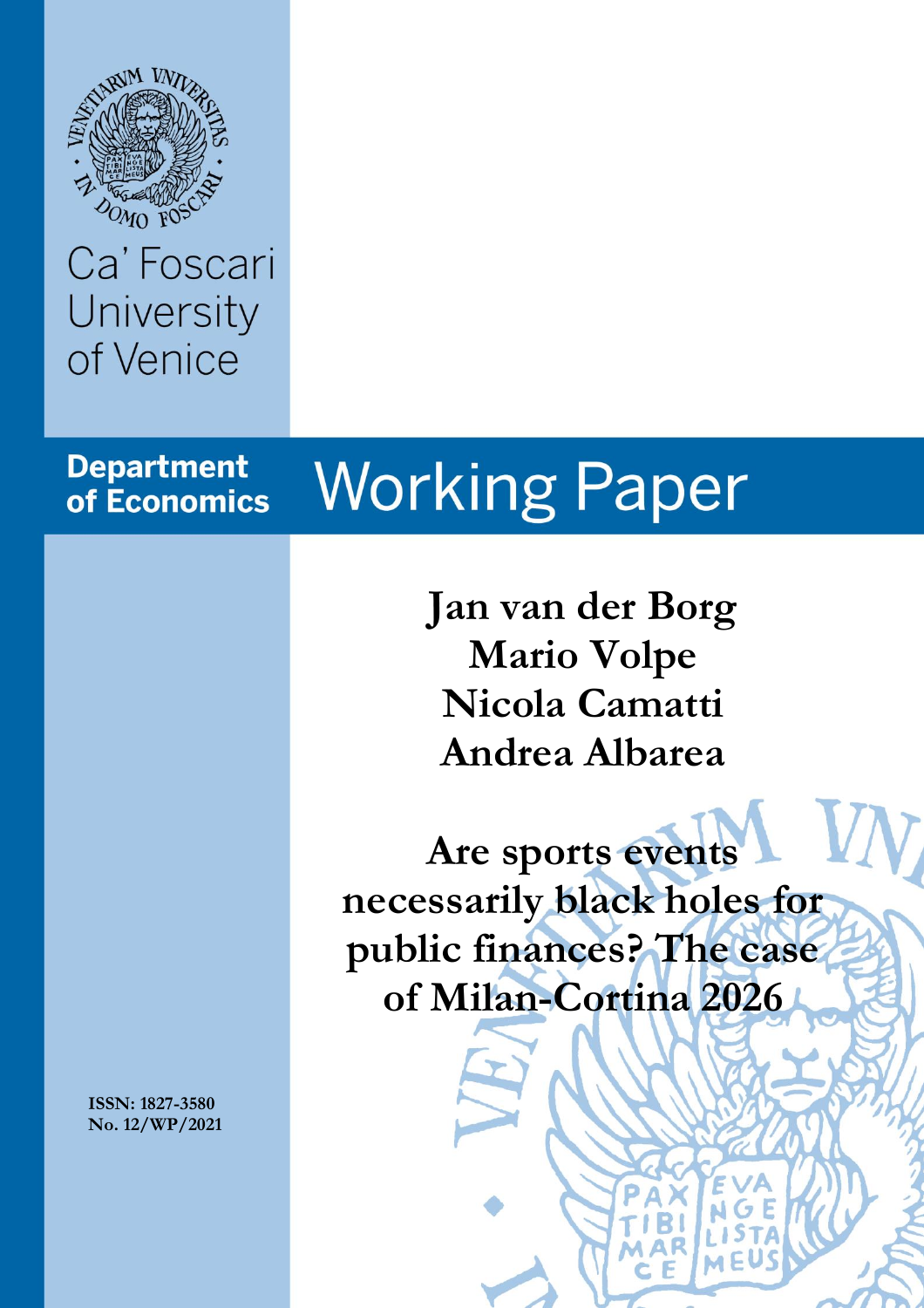Ca' Foscari University of Venice

Department of Economics

# Working Paper

**Jan van der Borg**
**Mario Volpe**
**Nicola Camatti**
**Andrea Albarea**

# Are sports events necessarily black holes for public finances? The case of Milan-Cortina 2026

ISSN: 1827-3580
No. 12/WP/2021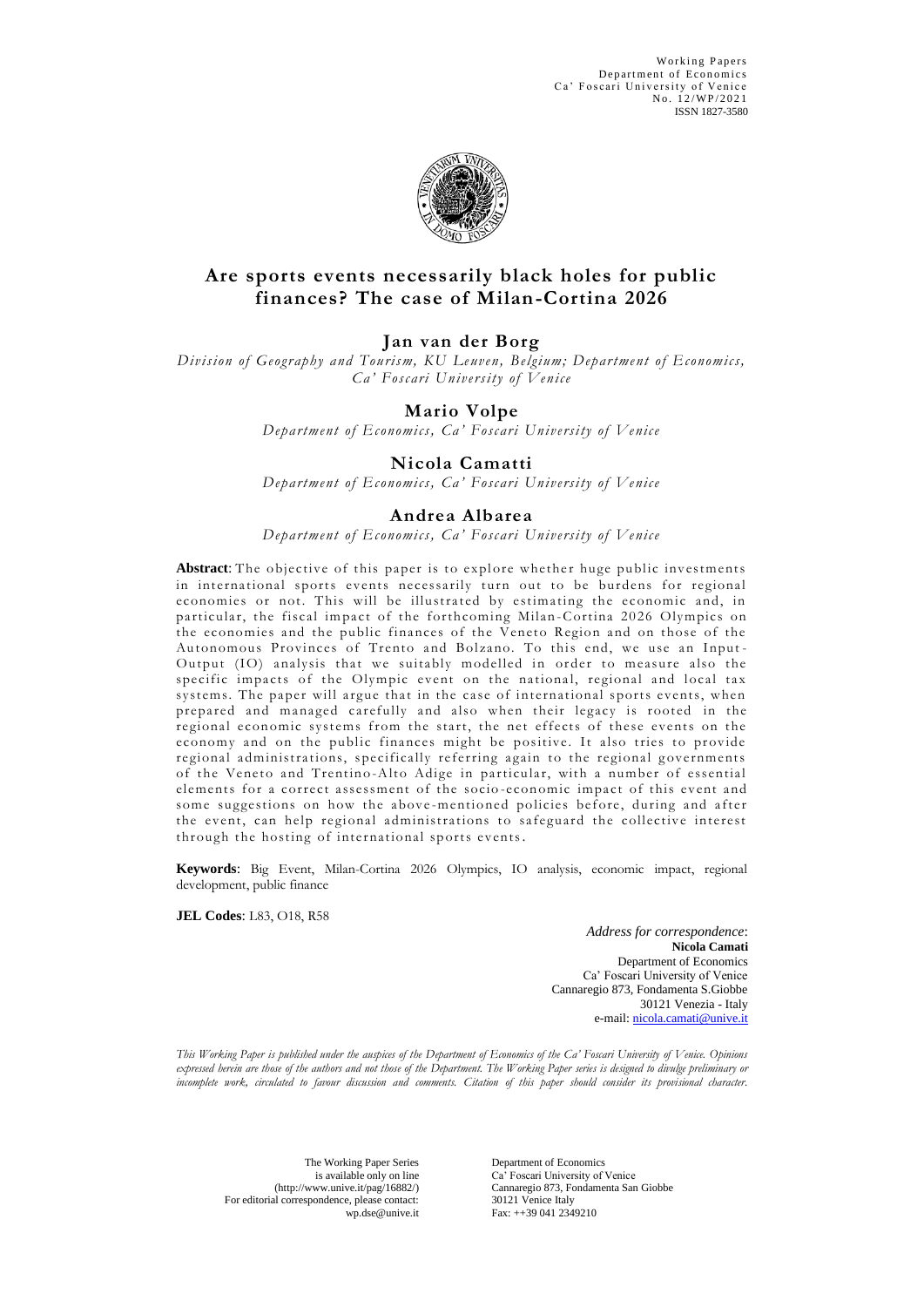Working Papers
Department of Economics
Ca' Foscari University of Venice
No. 12/WP/2021
ISSN 1827-3580

# Are sports events necessarily black holes for public finances? The case of Milan-Cortina 2026

## Jan van der Borg

*Division of Geography and Tourism, KU Leuven, Belgium; Department of Economics, Ca' Foscari University of Venice*

## Mario Volpe

*Department of Economics, Ca' Foscari University of Venice*

## Nicola Camatti

*Department of Economics, Ca' Foscari University of Venice*

## Andrea Albarea

*Department of Economics, Ca' Foscari University of Venice*

**Abstract**: The objective of this paper is to explore whether huge public investments in international sports events necessarily turn out to be burdens for regional economies or not. This will be illustrated by estimating the economic and, in particular, the fiscal impact of the forthcoming Milan-Cortina 2026 Olympics on the economies and the public finances of the Veneto Region and on those of the Autonomous Provinces of Trento and Bolzano. To this end, we use an Input-Output (IO) analysis that we suitably modelled in order to measure also the specific impacts of the Olympic event on the national, regional and local tax systems. The paper will argue that in the case of international sports events, when prepared and managed carefully and also when their legacy is rooted in the regional economic systems from the start, the net effects of these events on the economy and on the public finances might be positive. It also tries to provide regional administrations, specifically referring again to the regional governments of the Veneto and Trentino-Alto Adige in particular, with a number of essential elements for a correct assessment of the socio-economic impact of this event and some suggestions on how the above-mentioned policies before, during and after the event, can help regional administrations to safeguard the collective interest through the hosting of international sports events.

**Keywords**: Big Event, Milan-Cortina 2026 Olympics, IO analysis, economic impact, regional development, public finance

**JEL Codes**: L83, O18, R58

*Address for correspondence*:
**Nicola Camati**
Department of Economics
Ca' Foscari University of Venice
Cannaregio 873, Fondamenta S.Giobbe
30121 Venezia - Italy
e-mail: nicola.camati@unive.it

*This Working Paper is published under the auspices of the Department of Economics of the Ca' Foscari University of Venice. Opinions expressed herein are those of the authors and not those of the Department. The Working Paper series is designed to divulge preliminary or incomplete work, circulated to favour discussion and comments. Citation of this paper should consider its provisional character.*

The Working Paper Series
is available only on line
(http://www.unive.it/pag/16882/)
For editorial correspondence, please contact:
wp.dse@unive.it

Department of Economics
Ca' Foscari University of Venice
Cannaregio 873, Fondamenta San Giobbe
30121 Venice Italy
Fax: ++39 041 2349210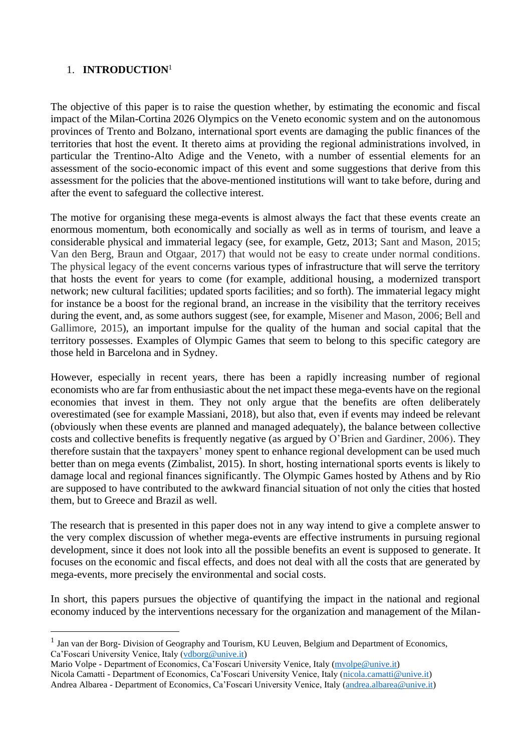## 1. **INTRODUCTION**[1]

The objective of this paper is to raise the question whether, by estimating the economic and fiscal impact of the Milan-Cortina 2026 Olympics on the Veneto economic system and on the autonomous provinces of Trento and Bolzano, international sport events are damaging the public finances of the territories that host the event. It thereto aims at providing the regional administrations involved, in particular the Trentino-Alto Adige and the Veneto, with a number of essential elements for an assessment of the socio-economic impact of this event and some suggestions that derive from this assessment for the policies that the above-mentioned institutions will want to take before, during and after the event to safeguard the collective interest.

The motive for organising these mega-events is almost always the fact that these events create an enormous momentum, both economically and socially as well as in terms of tourism, and leave a considerable physical and immaterial legacy (see, for example, Getz, 2013; Sant and Mason, 2015; Van den Berg, Braun and Otgaar, 2017) that would not be easy to create under normal conditions. The physical legacy of the event concerns various types of infrastructure that will serve the territory that hosts the event for years to come (for example, additional housing, a modernized transport network; new cultural facilities; updated sports facilities; and so forth). The immaterial legacy might for instance be a boost for the regional brand, an increase in the visibility that the territory receives during the event, and, as some authors suggest (see, for example, Misener and Mason, 2006; Bell and Gallimore, 2015), an important impulse for the quality of the human and social capital that the territory possesses. Examples of Olympic Games that seem to belong to this specific category are those held in Barcelona and in Sydney.

However, especially in recent years, there has been a rapidly increasing number of regional economists who are far from enthusiastic about the net impact these mega-events have on the regional economies that invest in them. They not only argue that the benefits are often deliberately overestimated (see for example Massiani, 2018), but also that, even if events may indeed be relevant (obviously when these events are planned and managed adequately), the balance between collective costs and collective benefits is frequently negative (as argued by O'Brien and Gardiner, 2006). They therefore sustain that the taxpayers' money spent to enhance regional development can be used much better than on mega events (Zimbalist, 2015). In short, hosting international sports events is likely to damage local and regional finances significantly. The Olympic Games hosted by Athens and by Rio are supposed to have contributed to the awkward financial situation of not only the cities that hosted them, but to Greece and Brazil as well.

The research that is presented in this paper does not in any way intend to give a complete answer to the very complex discussion of whether mega-events are effective instruments in pursuing regional development, since it does not look into all the possible benefits an event is supposed to generate. It focuses on the economic and fiscal effects, and does not deal with all the costs that are generated by mega-events, more precisely the environmental and social costs.

In short, this papers pursues the objective of quantifying the impact in the national and regional economy induced by the interventions necessary for the organization and management of the Milan-

---

[1] Jan van der Borg- Division of Geography and Tourism, KU Leuven, Belgium and Department of Economics, Ca'Foscari University Venice, Italy (vdborg@unive.it)
Mario Volpe - Department of Economics, Ca'Foscari University Venice, Italy (mvolpe@unive.it)
Nicola Camatti - Department of Economics, Ca'Foscari University Venice, Italy (nicola.camatti@unive.it)
Andrea Albarea - Department of Economics, Ca'Foscari University Venice, Italy (andrea.albarea@unive.it)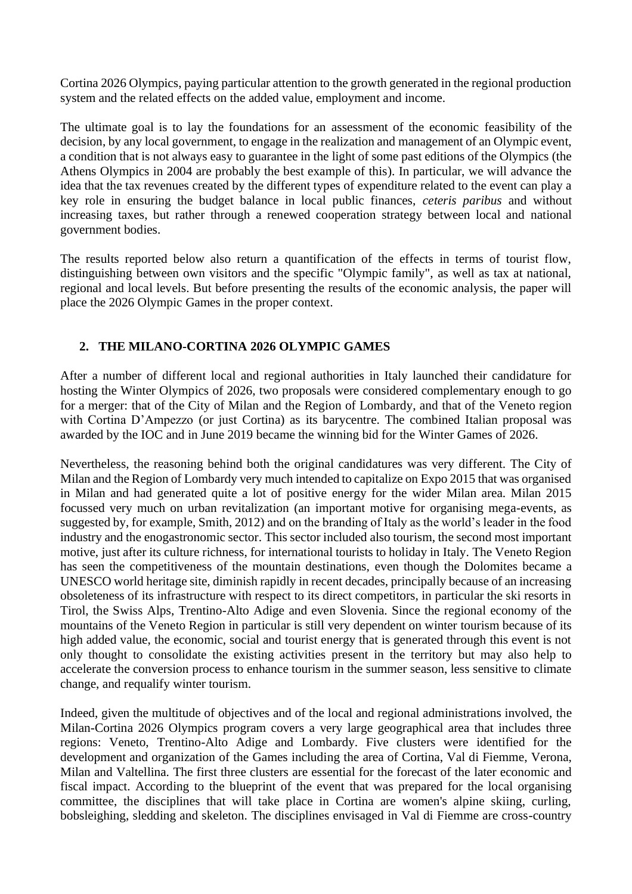Cortina 2026 Olympics, paying particular attention to the growth generated in the regional production system and the related effects on the added value, employment and income.

The ultimate goal is to lay the foundations for an assessment of the economic feasibility of the decision, by any local government, to engage in the realization and management of an Olympic event, a condition that is not always easy to guarantee in the light of some past editions of the Olympics (the Athens Olympics in 2004 are probably the best example of this). In particular, we will advance the idea that the tax revenues created by the different types of expenditure related to the event can play a key role in ensuring the budget balance in local public finances, *ceteris paribus* and without increasing taxes, but rather through a renewed cooperation strategy between local and national government bodies.

The results reported below also return a quantification of the effects in terms of tourist flow, distinguishing between own visitors and the specific "Olympic family", as well as tax at national, regional and local levels. But before presenting the results of the economic analysis, the paper will place the 2026 Olympic Games in the proper context.

## 2. THE MILANO-CORTINA 2026 OLYMPIC GAMES

After a number of different local and regional authorities in Italy launched their candidature for hosting the Winter Olympics of 2026, two proposals were considered complementary enough to go for a merger: that of the City of Milan and the Region of Lombardy, and that of the Veneto region with Cortina D'Ampezzo (or just Cortina) as its barycentre. The combined Italian proposal was awarded by the IOC and in June 2019 became the winning bid for the Winter Games of 2026.

Nevertheless, the reasoning behind both the original candidatures was very different. The City of Milan and the Region of Lombardy very much intended to capitalize on Expo 2015 that was organised in Milan and had generated quite a lot of positive energy for the wider Milan area. Milan 2015 focussed very much on urban revitalization (an important motive for organising mega-events, as suggested by, for example, Smith, 2012) and on the branding of Italy as the world's leader in the food industry and the enogastronomic sector. This sector included also tourism, the second most important motive, just after its culture richness, for international tourists to holiday in Italy. The Veneto Region has seen the competitiveness of the mountain destinations, even though the Dolomites became a UNESCO world heritage site, diminish rapidly in recent decades, principally because of an increasing obsoleteness of its infrastructure with respect to its direct competitors, in particular the ski resorts in Tirol, the Swiss Alps, Trentino-Alto Adige and even Slovenia. Since the regional economy of the mountains of the Veneto Region in particular is still very dependent on winter tourism because of its high added value, the economic, social and tourist energy that is generated through this event is not only thought to consolidate the existing activities present in the territory but may also help to accelerate the conversion process to enhance tourism in the summer season, less sensitive to climate change, and requalify winter tourism.

Indeed, given the multitude of objectives and of the local and regional administrations involved, the Milan-Cortina 2026 Olympics program covers a very large geographical area that includes three regions: Veneto, Trentino-Alto Adige and Lombardy. Five clusters were identified for the development and organization of the Games including the area of Cortina, Val di Fiemme, Verona, Milan and Valtellina. The first three clusters are essential for the forecast of the later economic and fiscal impact. According to the blueprint of the event that was prepared for the local organising committee, the disciplines that will take place in Cortina are women's alpine skiing, curling, bobsleighing, sledding and skeleton. The disciplines envisaged in Val di Fiemme are cross-country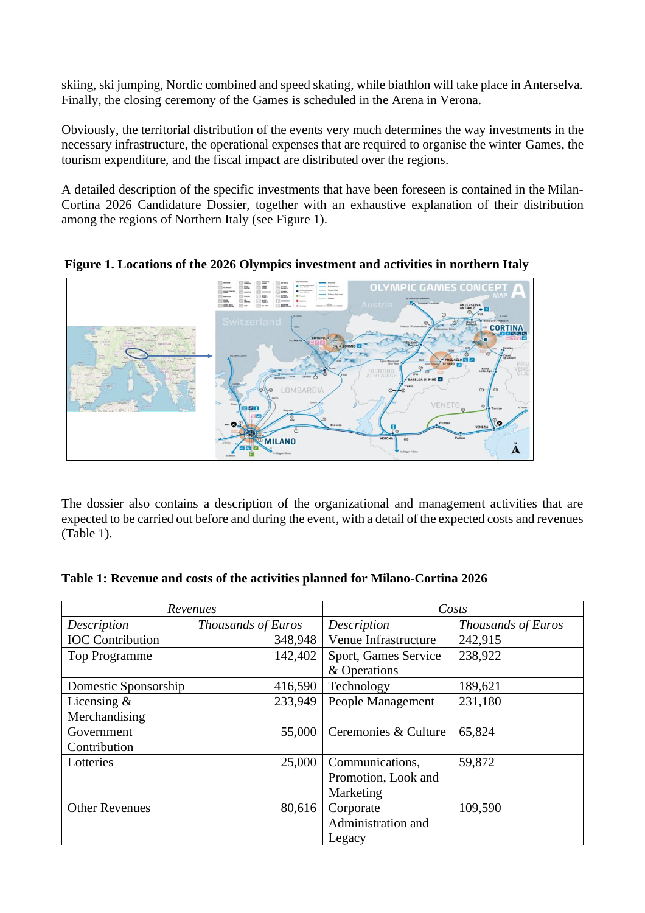skiing, ski jumping, Nordic combined and speed skating, while biathlon will take place in Anterselva. Finally, the closing ceremony of the Games is scheduled in the Arena in Verona.

Obviously, the territorial distribution of the events very much determines the way investments in the necessary infrastructure, the operational expenses that are required to organise the winter Games, the tourism expenditure, and the fiscal impact are distributed over the regions.

A detailed description of the specific investments that have been foreseen is contained in the Milan-Cortina 2026 Candidature Dossier, together with an exhaustive explanation of their distribution among the regions of Northern Italy (see Figure 1).

**Figure 1. Locations of the 2026 Olympics investment and activities in northern Italy**

The dossier also contains a description of the organizational and management activities that are expected to be carried out before and during the event, with a detail of the expected costs and revenues (Table 1).

**Table 1: Revenue and costs of the activities planned for Milano-Cortina 2026**

| *Revenues* | | *Costs* | |
|---|---|---|---|
| *Description* | *Thousands of Euros* | *Description* | *Thousands of Euros* |
| IOC Contribution | 348,948 | Venue Infrastructure | 242,915 |
| Top Programme | 142,402 | Sport, Games Service & Operations | 238,922 |
| Domestic Sponsorship | 416,590 | Technology | 189,621 |
| Licensing & Merchandising | 233,949 | People Management | 231,180 |
| Government Contribution | 55,000 | Ceremonies & Culture | 65,824 |
| Lotteries | 25,000 | Communications, Promotion, Look and Marketing | 59,872 |
| Other Revenues | 80,616 | Corporate Administration and Legacy | 109,590 |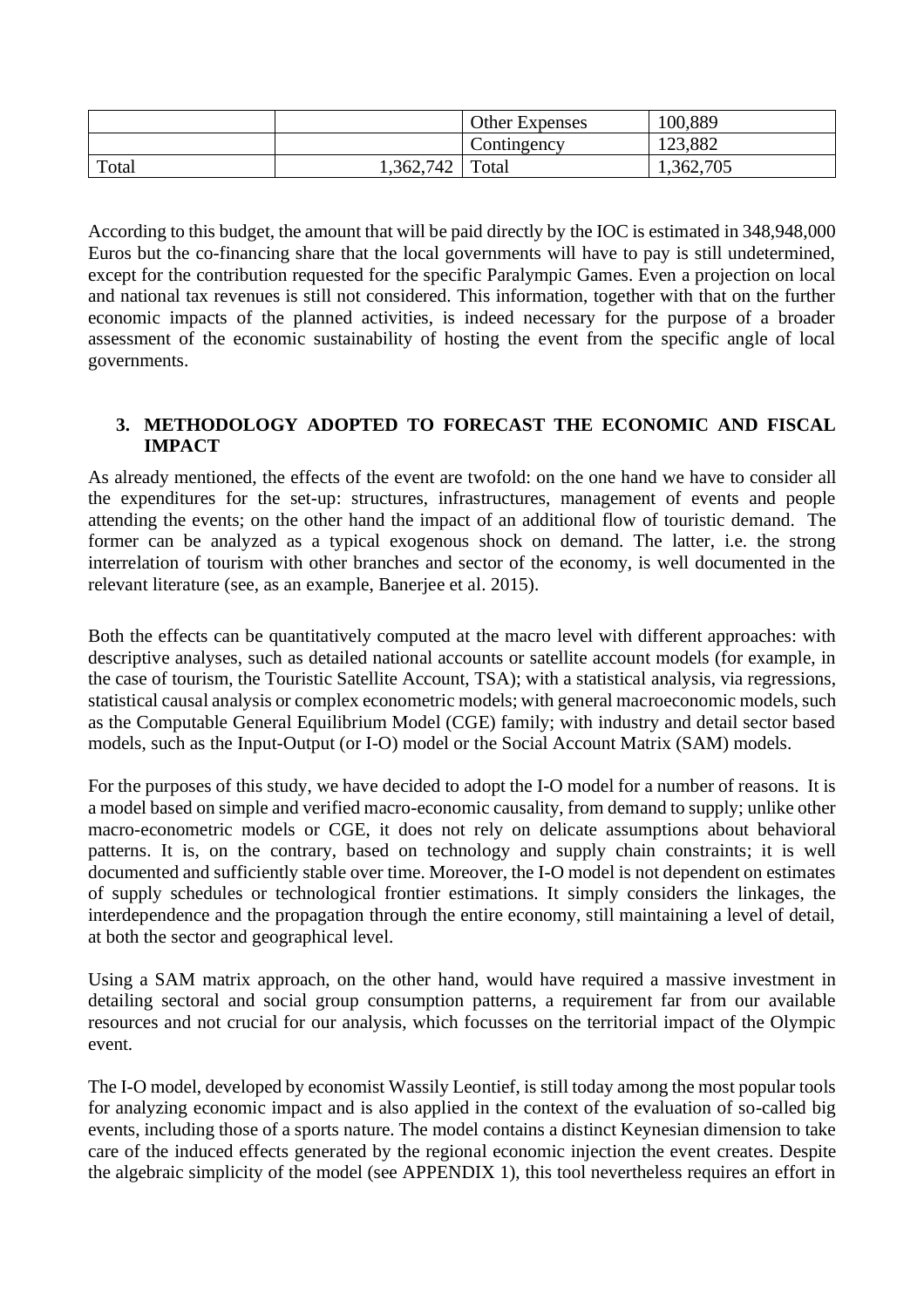| | | Other Expenses | 100,889 |
|---|---|---|---|
| | | Contingency | 123,882 |
| Total | 1,362,742 | Total | 1,362,705 |

According to this budget, the amount that will be paid directly by the IOC is estimated in 348,948,000 Euros but the co-financing share that the local governments will have to pay is still undetermined, except for the contribution requested for the specific Paralympic Games. Even a projection on local and national tax revenues is still not considered. This information, together with that on the further economic impacts of the planned activities, is indeed necessary for the purpose of a broader assessment of the economic sustainability of hosting the event from the specific angle of local governments.

## 3. METHODOLOGY ADOPTED TO FORECAST THE ECONOMIC AND FISCAL IMPACT

As already mentioned, the effects of the event are twofold: on the one hand we have to consider all the expenditures for the set-up: structures, infrastructures, management of events and people attending the events; on the other hand the impact of an additional flow of touristic demand. The former can be analyzed as a typical exogenous shock on demand. The latter, i.e. the strong interrelation of tourism with other branches and sector of the economy, is well documented in the relevant literature (see, as an example, Banerjee et al. 2015).

Both the effects can be quantitatively computed at the macro level with different approaches: with descriptive analyses, such as detailed national accounts or satellite account models (for example, in the case of tourism, the Touristic Satellite Account, TSA); with a statistical analysis, via regressions, statistical causal analysis or complex econometric models; with general macroeconomic models, such as the Computable General Equilibrium Model (CGE) family; with industry and detail sector based models, such as the Input-Output (or I-O) model or the Social Account Matrix (SAM) models.

For the purposes of this study, we have decided to adopt the I-O model for a number of reasons. It is a model based on simple and verified macro-economic causality, from demand to supply; unlike other macro-econometric models or CGE, it does not rely on delicate assumptions about behavioral patterns. It is, on the contrary, based on technology and supply chain constraints; it is well documented and sufficiently stable over time. Moreover, the I-O model is not dependent on estimates of supply schedules or technological frontier estimations. It simply considers the linkages, the interdependence and the propagation through the entire economy, still maintaining a level of detail, at both the sector and geographical level.

Using a SAM matrix approach, on the other hand, would have required a massive investment in detailing sectoral and social group consumption patterns, a requirement far from our available resources and not crucial for our analysis, which focusses on the territorial impact of the Olympic event.

The I-O model, developed by economist Wassily Leontief, is still today among the most popular tools for analyzing economic impact and is also applied in the context of the evaluation of so-called big events, including those of a sports nature. The model contains a distinct Keynesian dimension to take care of the induced effects generated by the regional economic injection the event creates. Despite the algebraic simplicity of the model (see APPENDIX 1), this tool nevertheless requires an effort in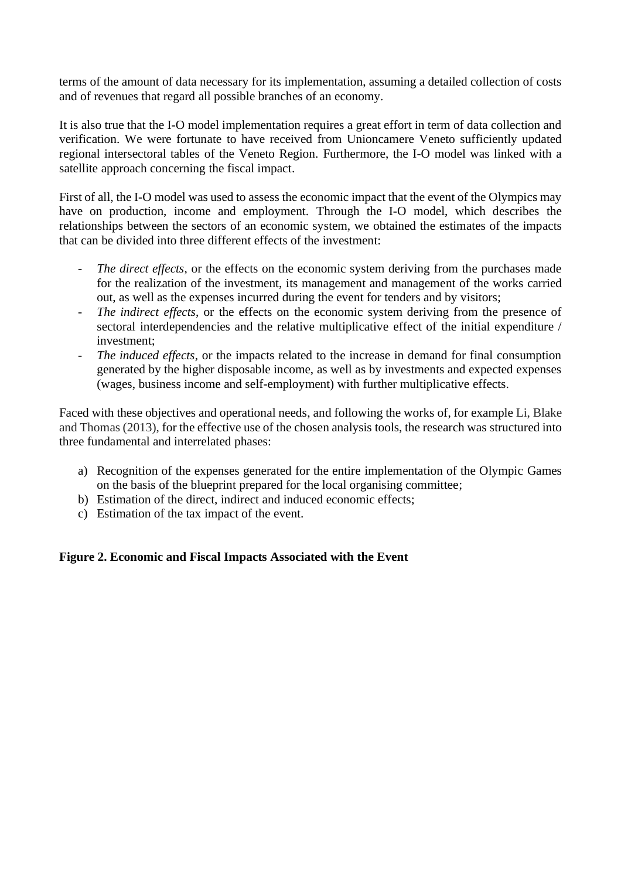terms of the amount of data necessary for its implementation, assuming a detailed collection of costs and of revenues that regard all possible branches of an economy.

It is also true that the I-O model implementation requires a great effort in term of data collection and verification. We were fortunate to have received from Unioncamere Veneto sufficiently updated regional intersectoral tables of the Veneto Region. Furthermore, the I-O model was linked with a satellite approach concerning the fiscal impact.

First of all, the I-O model was used to assess the economic impact that the event of the Olympics may have on production, income and employment. Through the I-O model, which describes the relationships between the sectors of an economic system, we obtained the estimates of the impacts that can be divided into three different effects of the investment:

- *The direct effects*, or the effects on the economic system deriving from the purchases made for the realization of the investment, its management and management of the works carried out, as well as the expenses incurred during the event for tenders and by visitors;
- *The indirect effects*, or the effects on the economic system deriving from the presence of sectoral interdependencies and the relative multiplicative effect of the initial expenditure / investment;
- *The induced effects*, or the impacts related to the increase in demand for final consumption generated by the higher disposable income, as well as by investments and expected expenses (wages, business income and self-employment) with further multiplicative effects.

Faced with these objectives and operational needs, and following the works of, for example Li, Blake and Thomas (2013), for the effective use of the chosen analysis tools, the research was structured into three fundamental and interrelated phases:

a) Recognition of the expenses generated for the entire implementation of the Olympic Games on the basis of the blueprint prepared for the local organising committee;
b) Estimation of the direct, indirect and induced economic effects;
c) Estimation of the tax impact of the event.

**Figure 2. Economic and Fiscal Impacts Associated with the Event**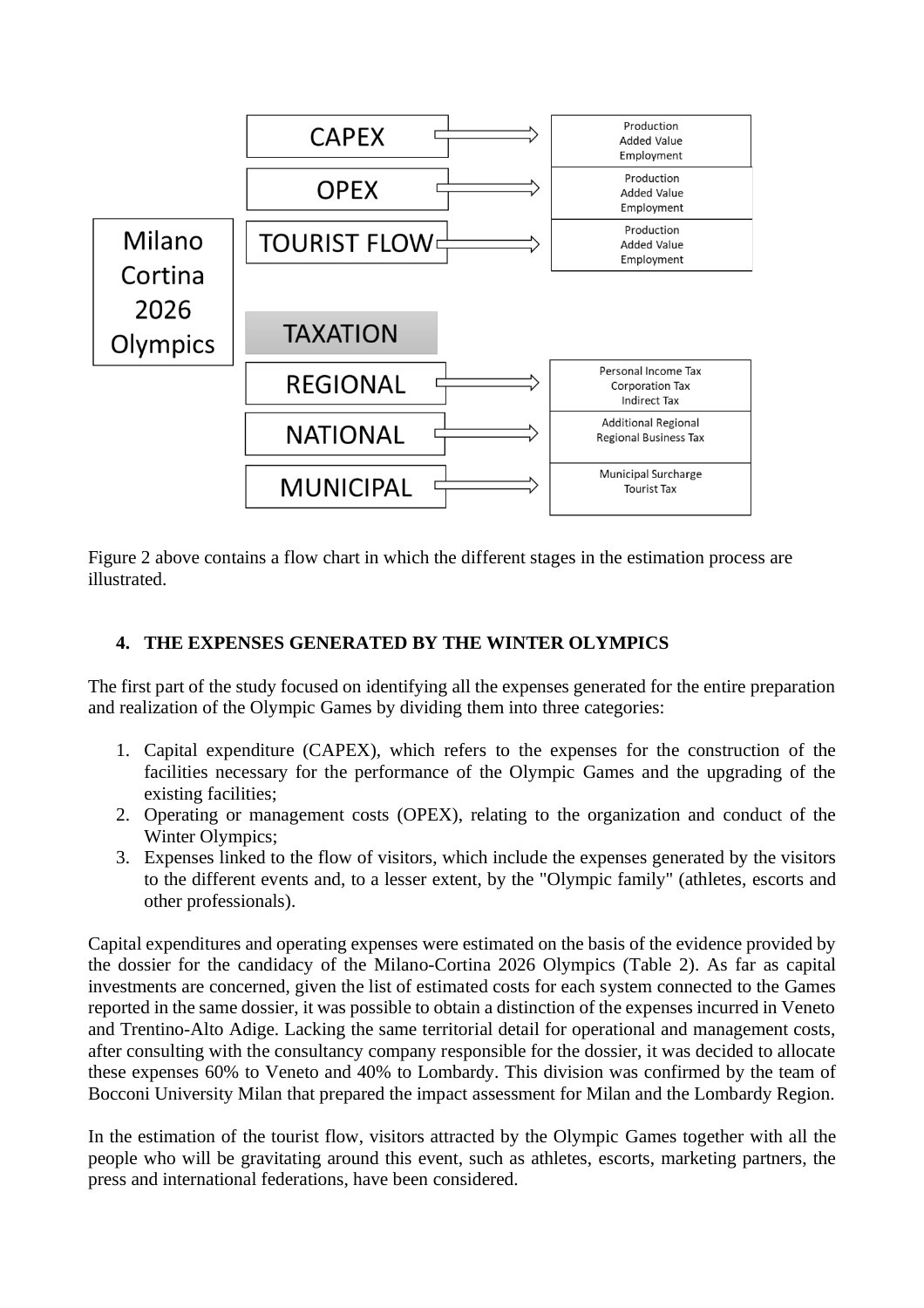| Milano Cortina 2026 Olympics | | |
|---|---|---|
| | CAPEX | Production<br>Added Value<br>Employment |
| | OPEX | Production<br>Added Value<br>Employment |
| | TOURIST FLOW | Production<br>Added Value<br>Employment |
| | TAXATION | |
| | REGIONAL | Personal Income Tax<br>Corporation Tax<br>Indirect Tax |
| | NATIONAL | Additional Regional<br>Regional Business Tax |
| | MUNICIPAL | Municipal Surcharge<br>Tourist Tax |

Figure 2 above contains a flow chart in which the different stages in the estimation process are illustrated.

## 4. THE EXPENSES GENERATED BY THE WINTER OLYMPICS

The first part of the study focused on identifying all the expenses generated for the entire preparation and realization of the Olympic Games by dividing them into three categories:

1. Capital expenditure (CAPEX), which refers to the expenses for the construction of the facilities necessary for the performance of the Olympic Games and the upgrading of the existing facilities;
2. Operating or management costs (OPEX), relating to the organization and conduct of the Winter Olympics;
3. Expenses linked to the flow of visitors, which include the expenses generated by the visitors to the different events and, to a lesser extent, by the "Olympic family" (athletes, escorts and other professionals).

Capital expenditures and operating expenses were estimated on the basis of the evidence provided by the dossier for the candidacy of the Milano-Cortina 2026 Olympics (Table 2). As far as capital investments are concerned, given the list of estimated costs for each system connected to the Games reported in the same dossier, it was possible to obtain a distinction of the expenses incurred in Veneto and Trentino-Alto Adige. Lacking the same territorial detail for operational and management costs, after consulting with the consultancy company responsible for the dossier, it was decided to allocate these expenses 60% to Veneto and 40% to Lombardy. This division was confirmed by the team of Bocconi University Milan that prepared the impact assessment for Milan and the Lombardy Region.

In the estimation of the tourist flow, visitors attracted by the Olympic Games together with all the people who will be gravitating around this event, such as athletes, escorts, marketing partners, the press and international federations, have been considered.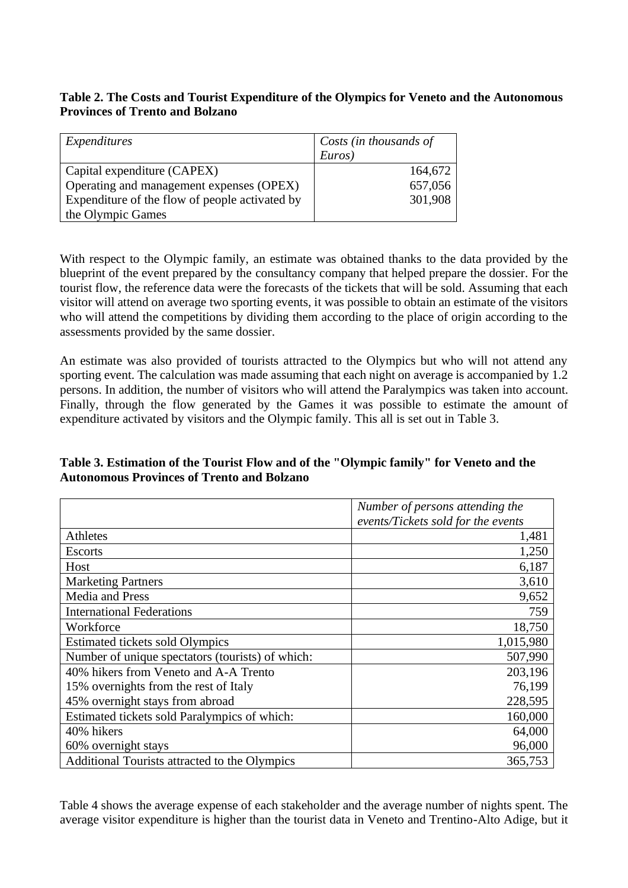**Table 2. The Costs and Tourist Expenditure of the Olympics for Veneto and the Autonomous Provinces of Trento and Bolzano**

| *Expenditures* | *Costs (in thousands of Euros)* |
|---|---|
| Capital expenditure (CAPEX) | 164,672 |
| Operating and management expenses (OPEX) | 657,056 |
| Expenditure of the flow of people activated by the Olympic Games | 301,908 |

With respect to the Olympic family, an estimate was obtained thanks to the data provided by the blueprint of the event prepared by the consultancy company that helped prepare the dossier. For the tourist flow, the reference data were the forecasts of the tickets that will be sold. Assuming that each visitor will attend on average two sporting events, it was possible to obtain an estimate of the visitors who will attend the competitions by dividing them according to the place of origin according to the assessments provided by the same dossier.

An estimate was also provided of tourists attracted to the Olympics but who will not attend any sporting event. The calculation was made assuming that each night on average is accompanied by 1.2 persons. In addition, the number of visitors who will attend the Paralympics was taken into account. Finally, through the flow generated by the Games it was possible to estimate the amount of expenditure activated by visitors and the Olympic family. This all is set out in Table 3.

**Table 3. Estimation of the Tourist Flow and of the "Olympic family" for Veneto and the Autonomous Provinces of Trento and Bolzano**

| | *Number of persons attending the events/Tickets sold for the events* |
|---|---|
| Athletes | 1,481 |
| Escorts | 1,250 |
| Host | 6,187 |
| Marketing Partners | 3,610 |
| Media and Press | 9,652 |
| International Federations | 759 |
| Workforce | 18,750 |
| Estimated tickets sold Olympics | 1,015,980 |
| Number of unique spectators (tourists) of which: | 507,990 |
| 40% hikers from Veneto and A-A Trento | 203,196 |
| 15% overnights from the rest of Italy | 76,199 |
| 45% overnight stays from abroad | 228,595 |
| Estimated tickets sold Paralympics of which: | 160,000 |
| 40% hikers | 64,000 |
| 60% overnight stays | 96,000 |
| Additional Tourists attracted to the Olympics | 365,753 |

Table 4 shows the average expense of each stakeholder and the average number of nights spent. The average visitor expenditure is higher than the tourist data in Veneto and Trentino-Alto Adige, but it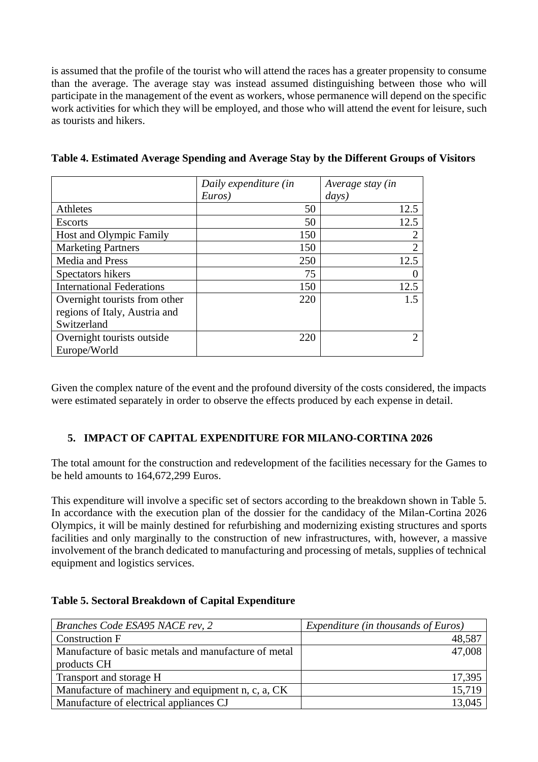is assumed that the profile of the tourist who will attend the races has a greater propensity to consume than the average. The average stay was instead assumed distinguishing between those who will participate in the management of the event as workers, whose permanence will depend on the specific work activities for which they will be employed, and those who will attend the event for leisure, such as tourists and hikers.

**Table 4. Estimated Average Spending and Average Stay by the Different Groups of Visitors**

| | *Daily expenditure (in Euros)* | *Average stay (in days)* |
|---|---:|---:|
| Athletes | 50 | 12.5 |
| Escorts | 50 | 12.5 |
| Host and Olympic Family | 150 | 2 |
| Marketing Partners | 150 | 2 |
| Media and Press | 250 | 12.5 |
| Spectators hikers | 75 | 0 |
| International Federations | 150 | 12.5 |
| Overnight tourists from other regions of Italy, Austria and Switzerland | 220 | 1.5 |
| Overnight tourists outside Europe/World | 220 | 2 |

Given the complex nature of the event and the profound diversity of the costs considered, the impacts were estimated separately in order to observe the effects produced by each expense in detail.

## 5. IMPACT OF CAPITAL EXPENDITURE FOR MILANO-CORTINA 2026

The total amount for the construction and redevelopment of the facilities necessary for the Games to be held amounts to 164,672,299 Euros.

This expenditure will involve a specific set of sectors according to the breakdown shown in Table 5. In accordance with the execution plan of the dossier for the candidacy of the Milan-Cortina 2026 Olympics, it will be mainly destined for refurbishing and modernizing existing structures and sports facilities and only marginally to the construction of new infrastructures, with, however, a massive involvement of the branch dedicated to manufacturing and processing of metals, supplies of technical equipment and logistics services.

**Table 5. Sectoral Breakdown of Capital Expenditure**

| *Branches Code ESA95 NACE rev, 2* | *Expenditure (in thousands of Euros)* |
|---|---:|
| Construction F | 48,587 |
| Manufacture of basic metals and manufacture of metal products CH | 47,008 |
| Transport and storage H | 17,395 |
| Manufacture of machinery and equipment n, c, a, CK | 15,719 |
| Manufacture of electrical appliances CJ | 13,045 |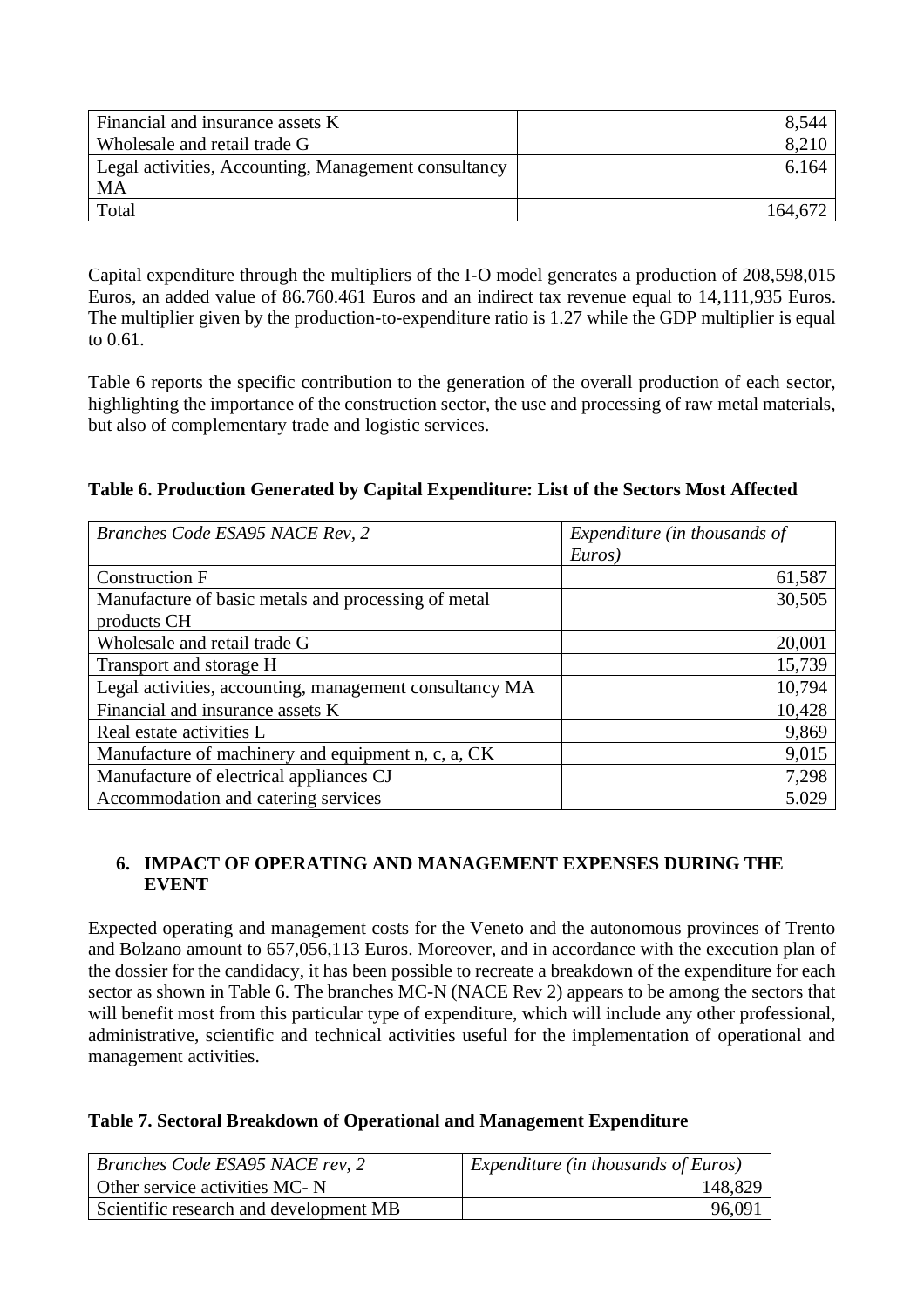| Financial and insurance assets K | 8,544 |
|---|---|
| Wholesale and retail trade G | 8,210 |
| Legal activities, Accounting, Management consultancy MA | 6.164 |
| Total | 164,672 |

Capital expenditure through the multipliers of the I-O model generates a production of 208,598,015 Euros, an added value of 86.760.461 Euros and an indirect tax revenue equal to 14,111,935 Euros. The multiplier given by the production-to-expenditure ratio is 1.27 while the GDP multiplier is equal to 0.61.

Table 6 reports the specific contribution to the generation of the overall production of each sector, highlighting the importance of the construction sector, the use and processing of raw metal materials, but also of complementary trade and logistic services.

**Table 6. Production Generated by Capital Expenditure: List of the Sectors Most Affected**

| *Branches Code ESA95 NACE Rev, 2* | *Expenditure (in thousands of Euros)* |
|---|---|
| Construction F | 61,587 |
| Manufacture of basic metals and processing of metal products CH | 30,505 |
| Wholesale and retail trade G | 20,001 |
| Transport and storage H | 15,739 |
| Legal activities, accounting, management consultancy MA | 10,794 |
| Financial and insurance assets K | 10,428 |
| Real estate activities L | 9,869 |
| Manufacture of machinery and equipment n, c, a, CK | 9,015 |
| Manufacture of electrical appliances CJ | 7,298 |
| Accommodation and catering services | 5.029 |

## 6. IMPACT OF OPERATING AND MANAGEMENT EXPENSES DURING THE EVENT

Expected operating and management costs for the Veneto and the autonomous provinces of Trento and Bolzano amount to 657,056,113 Euros. Moreover, and in accordance with the execution plan of the dossier for the candidacy, it has been possible to recreate a breakdown of the expenditure for each sector as shown in Table 6. The branches MC-N (NACE Rev 2) appears to be among the sectors that will benefit most from this particular type of expenditure, which will include any other professional, administrative, scientific and technical activities useful for the implementation of operational and management activities.

**Table 7. Sectoral Breakdown of Operational and Management Expenditure**

| *Branches Code ESA95 NACE rev, 2* | *Expenditure (in thousands of Euros)* |
|---|---|
| Other service activities MC- N | 148,829 |
| Scientific research and development MB | 96,091 |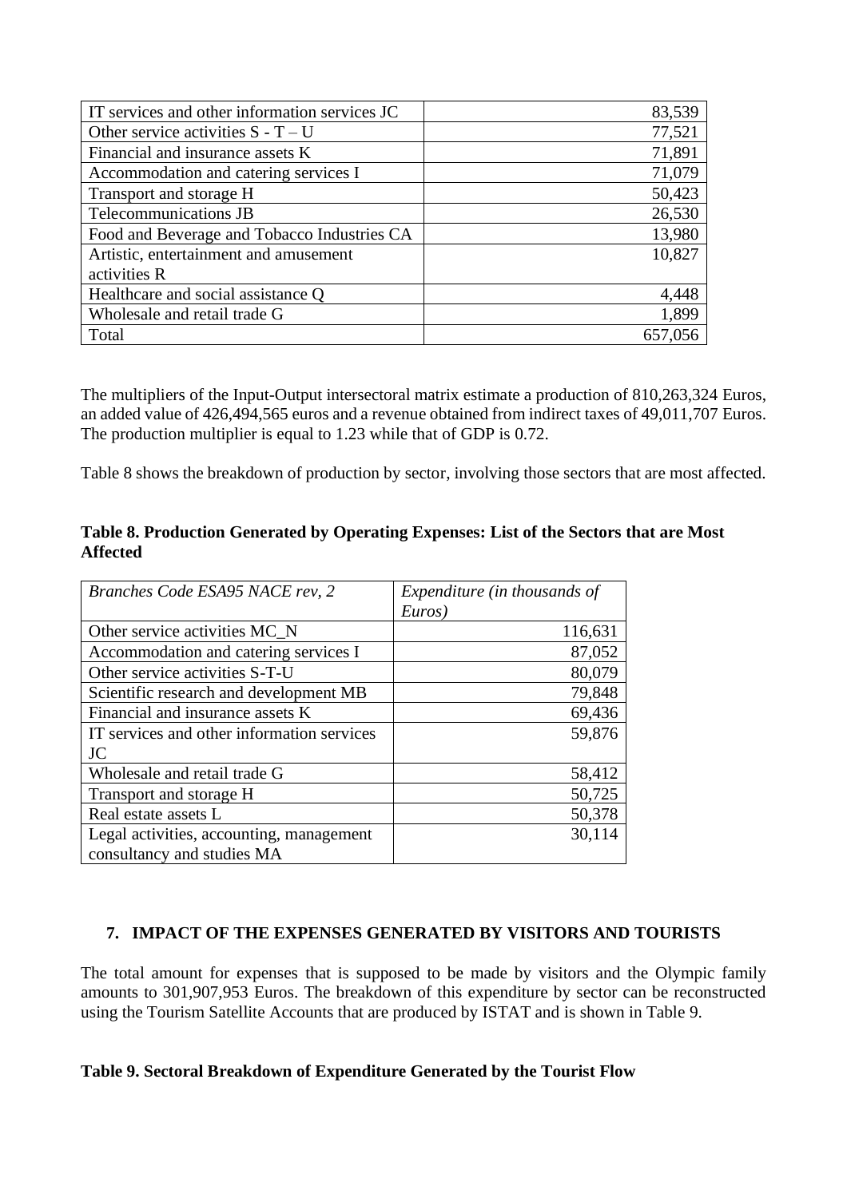| | |
|---|---|
| IT services and other information services JC | 83,539 |
| Other service activities S - T – U | 77,521 |
| Financial and insurance assets K | 71,891 |
| Accommodation and catering services I | 71,079 |
| Transport and storage H | 50,423 |
| Telecommunications JB | 26,530 |
| Food and Beverage and Tobacco Industries CA | 13,980 |
| Artistic, entertainment and amusement activities R | 10,827 |
| Healthcare and social assistance Q | 4,448 |
| Wholesale and retail trade G | 1,899 |
| Total | 657,056 |

The multipliers of the Input-Output intersectoral matrix estimate a production of 810,263,324 Euros, an added value of 426,494,565 euros and a revenue obtained from indirect taxes of 49,011,707 Euros. The production multiplier is equal to 1.23 while that of GDP is 0.72.

Table 8 shows the breakdown of production by sector, involving those sectors that are most affected.

**Table 8. Production Generated by Operating Expenses: List of the Sectors that are Most Affected**

| *Branches Code ESA95 NACE rev, 2* | *Expenditure (in thousands of Euros)* |
|---|---|
| Other service activities MC_N | 116,631 |
| Accommodation and catering services I | 87,052 |
| Other service activities S-T-U | 80,079 |
| Scientific research and development MB | 79,848 |
| Financial and insurance assets K | 69,436 |
| IT services and other information services JC | 59,876 |
| Wholesale and retail trade G | 58,412 |
| Transport and storage H | 50,725 |
| Real estate assets L | 50,378 |
| Legal activities, accounting, management consultancy and studies MA | 30,114 |

## 7. IMPACT OF THE EXPENSES GENERATED BY VISITORS AND TOURISTS

The total amount for expenses that is supposed to be made by visitors and the Olympic family amounts to 301,907,953 Euros. The breakdown of this expenditure by sector can be reconstructed using the Tourism Satellite Accounts that are produced by ISTAT and is shown in Table 9.

**Table 9. Sectoral Breakdown of Expenditure Generated by the Tourist Flow**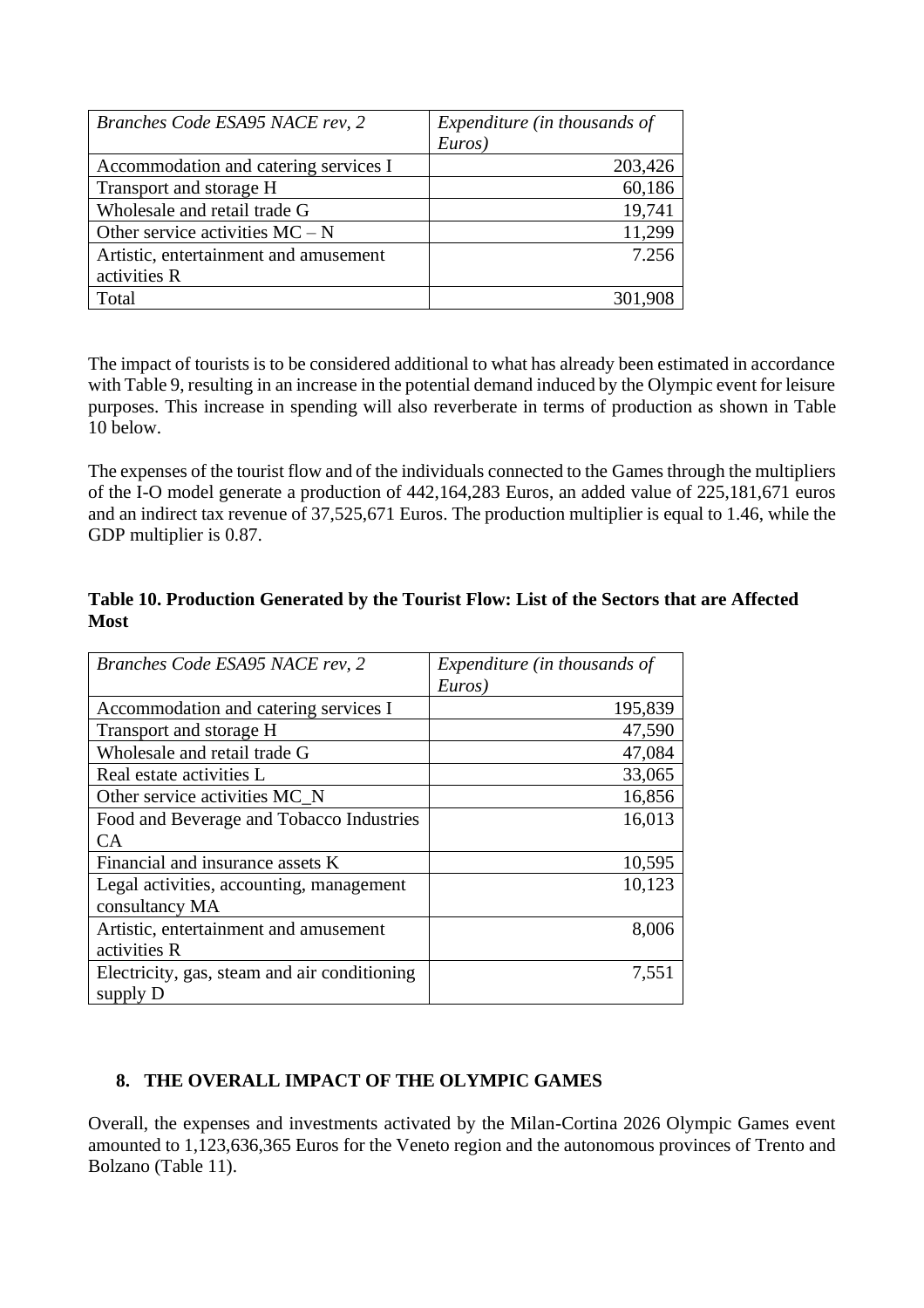| *Branches Code ESA95 NACE rev, 2* | *Expenditure (in thousands of Euros)* |
|---|---|
| Accommodation and catering services I | 203,426 |
| Transport and storage H | 60,186 |
| Wholesale and retail trade G | 19,741 |
| Other service activities MC – N | 11,299 |
| Artistic, entertainment and amusement activities R | 7.256 |
| Total | 301,908 |

The impact of tourists is to be considered additional to what has already been estimated in accordance with Table 9, resulting in an increase in the potential demand induced by the Olympic event for leisure purposes. This increase in spending will also reverberate in terms of production as shown in Table 10 below.

The expenses of the tourist flow and of the individuals connected to the Games through the multipliers of the I-O model generate a production of 442,164,283 Euros, an added value of 225,181,671 euros and an indirect tax revenue of 37,525,671 Euros. The production multiplier is equal to 1.46, while the GDP multiplier is 0.87.

**Table 10. Production Generated by the Tourist Flow: List of the Sectors that are Affected Most**

| *Branches Code ESA95 NACE rev, 2* | *Expenditure (in thousands of Euros)* |
|---|---|
| Accommodation and catering services I | 195,839 |
| Transport and storage H | 47,590 |
| Wholesale and retail trade G | 47,084 |
| Real estate activities L | 33,065 |
| Other service activities MC_N | 16,856 |
| Food and Beverage and Tobacco Industries CA | 16,013 |
| Financial and insurance assets K | 10,595 |
| Legal activities, accounting, management consultancy MA | 10,123 |
| Artistic, entertainment and amusement activities R | 8,006 |
| Electricity, gas, steam and air conditioning supply D | 7,551 |

## 8. THE OVERALL IMPACT OF THE OLYMPIC GAMES

Overall, the expenses and investments activated by the Milan-Cortina 2026 Olympic Games event amounted to 1,123,636,365 Euros for the Veneto region and the autonomous provinces of Trento and Bolzano (Table 11).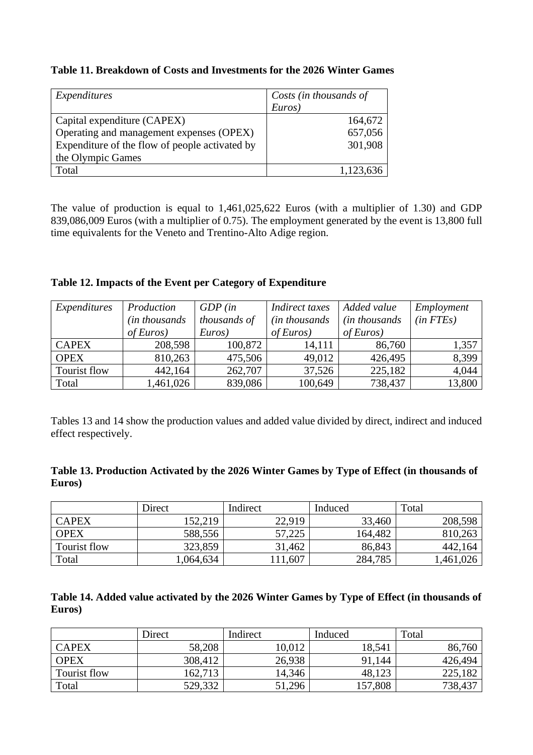**Table 11. Breakdown of Costs and Investments for the 2026 Winter Games**

| *Expenditures* | *Costs (in thousands of Euros)* |
|---|---|
| Capital expenditure (CAPEX) | 164,672 |
| Operating and management expenses (OPEX) | 657,056 |
| Expenditure of the flow of people activated by the Olympic Games | 301,908 |
| Total | 1,123,636 |

The value of production is equal to 1,461,025,622 Euros (with a multiplier of 1.30) and GDP 839,086,009 Euros (with a multiplier of 0.75). The employment generated by the event is 13,800 full time equivalents for the Veneto and Trentino-Alto Adige region.

**Table 12. Impacts of the Event per Category of Expenditure**

| *Expenditures* | *Production (in thousands of Euros)* | *GDP (in thousands of Euros)* | *Indirect taxes (in thousands of Euros)* | *Added value (in thousands of Euros)* | *Employment (in FTEs)* |
|---|---|---|---|---|---|
| CAPEX | 208,598 | 100,872 | 14,111 | 86,760 | 1,357 |
| OPEX | 810,263 | 475,506 | 49,012 | 426,495 | 8,399 |
| Tourist flow | 442,164 | 262,707 | 37,526 | 225,182 | 4,044 |
| Total | 1,461,026 | 839,086 | 100,649 | 738,437 | 13,800 |

Tables 13 and 14 show the production values and added value divided by direct, indirect and induced effect respectively.

**Table 13. Production Activated by the 2026 Winter Games by Type of Effect (in thousands of Euros)**

| | Direct | Indirect | Induced | Total |
|---|---|---|---|---|
| CAPEX | 152,219 | 22,919 | 33,460 | 208,598 |
| OPEX | 588,556 | 57,225 | 164,482 | 810,263 |
| Tourist flow | 323,859 | 31,462 | 86,843 | 442,164 |
| Total | 1,064,634 | 111,607 | 284,785 | 1,461,026 |

**Table 14. Added value activated by the 2026 Winter Games by Type of Effect (in thousands of Euros)**

| | Direct | Indirect | Induced | Total |
|---|---|---|---|---|
| CAPEX | 58,208 | 10,012 | 18,541 | 86,760 |
| OPEX | 308,412 | 26,938 | 91,144 | 426,494 |
| Tourist flow | 162,713 | 14,346 | 48,123 | 225,182 |
| Total | 529,332 | 51,296 | 157,808 | 738,437 |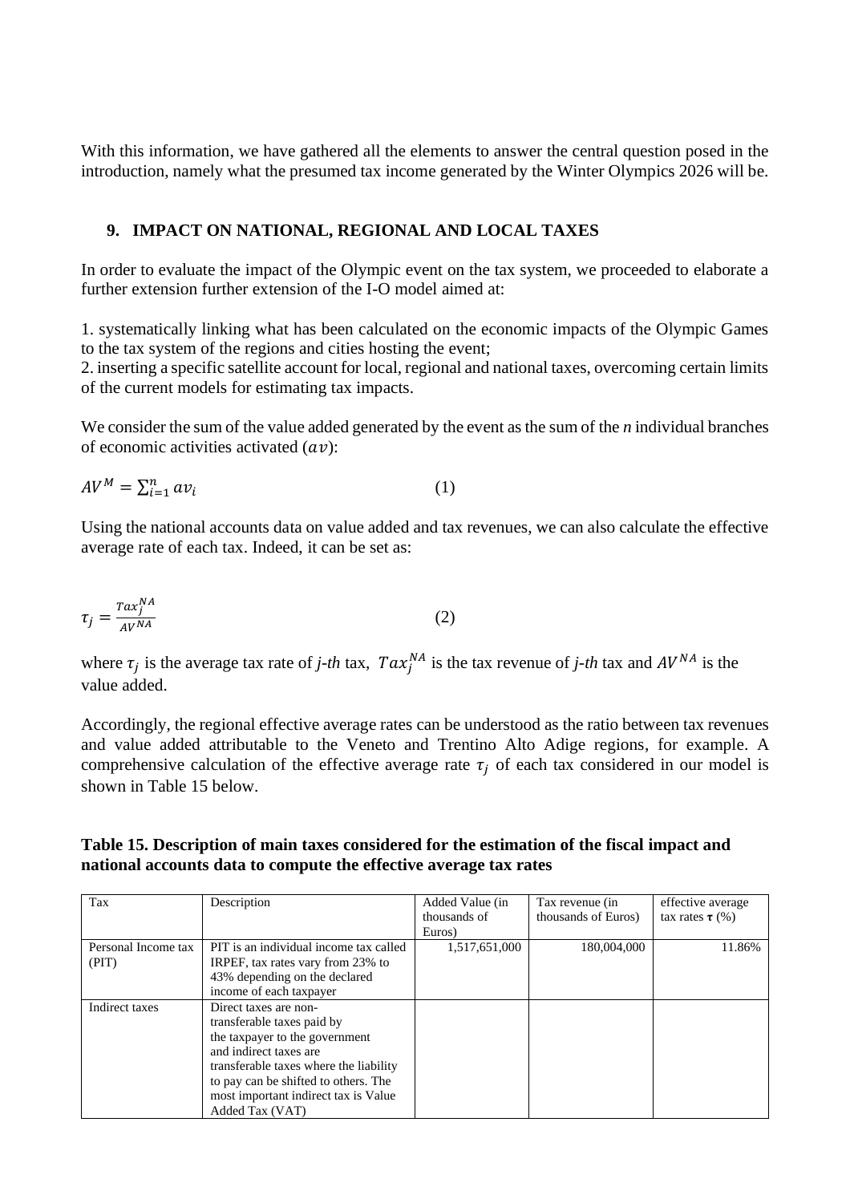With this information, we have gathered all the elements to answer the central question posed in the introduction, namely what the presumed tax income generated by the Winter Olympics 2026 will be.

## 9. IMPACT ON NATIONAL, REGIONAL AND LOCAL TAXES

In order to evaluate the impact of the Olympic event on the tax system, we proceeded to elaborate a further extension further extension of the I-O model aimed at:

1. systematically linking what has been calculated on the economic impacts of the Olympic Games to the tax system of the regions and cities hosting the event;
2. inserting a specific satellite account for local, regional and national taxes, overcoming certain limits of the current models for estimating tax impacts.

We consider the sum of the value added generated by the event as the sum of the *n* individual branches of economic activities activated ($av$):

$$AV^M = \sum_{i=1}^{n} av_i \tag{1}$$

Using the national accounts data on value added and tax revenues, we can also calculate the effective average rate of each tax. Indeed, it can be set as:

$$\tau_j = \frac{Tax_j^{NA}}{AV^{NA}} \tag{2}$$

where $\tau_j$ is the average tax rate of *j-th* tax, $Tax_j^{NA}$ is the tax revenue of *j-th* tax and $AV^{NA}$ is the value added.

Accordingly, the regional effective average rates can be understood as the ratio between tax revenues and value added attributable to the Veneto and Trentino Alto Adige regions, for example. A comprehensive calculation of the effective average rate $\tau_j$ of each tax considered in our model is shown in Table 15 below.

**Table 15. Description of main taxes considered for the estimation of the fiscal impact and national accounts data to compute the effective average tax rates**

| Tax | Description | Added Value (in thousands of Euros) | Tax revenue (in thousands of Euros) | effective average tax rates $\tau$ (%) |
|---|---|---|---|---|
| Personal Income tax (PIT) | PIT is an individual income tax called IRPEF, tax rates vary from 23% to 43% depending on the declared income of each taxpayer | 1,517,651,000 | 180,004,000 | 11.86% |
| Indirect taxes | Direct taxes are non-transferable taxes paid by the taxpayer to the government and indirect taxes are transferable taxes where the liability to pay can be shifted to others. The most important indirect tax is Value Added Tax (VAT) | | | |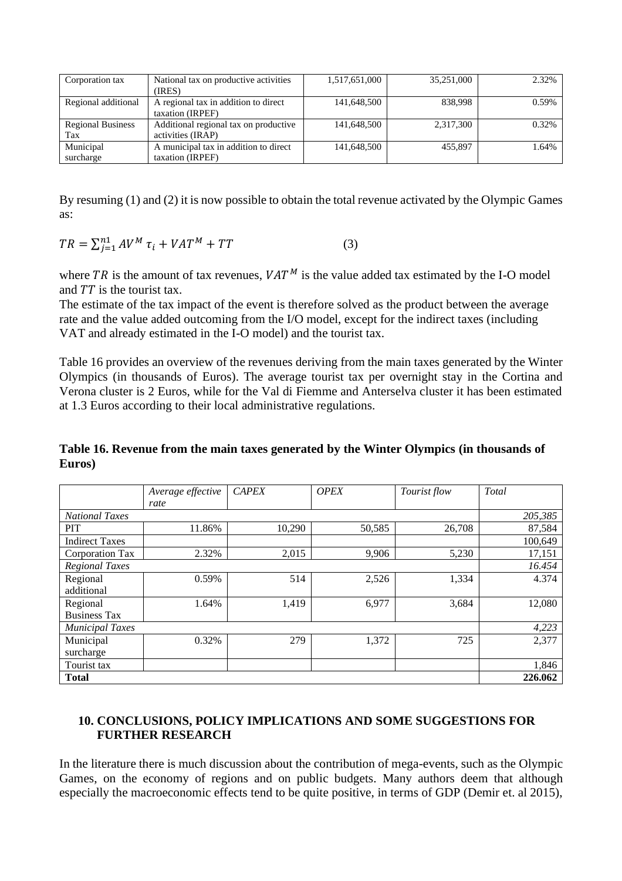| Corporation tax | National tax on productive activities (IRES) | 1,517,651,000 | 35,251,000 | 2.32% |
|---|---|---|---|---|
| Regional additional | A regional tax in addition to direct taxation (IRPEF) | 141,648,500 | 838,998 | 0.59% |
| Regional Business Tax | Additional regional tax on productive activities (IRAP) | 141,648,500 | 2,317,300 | 0.32% |
| Municipal surcharge | A municipal tax in addition to direct taxation (IRPEF) | 141,648,500 | 455,897 | 1.64% |

By resuming (1) and (2) it is now possible to obtain the total revenue activated by the Olympic Games as:

$$TR = \sum_{j=1}^{n1} AV^M \tau_i + VAT^M + TT \qquad (3)$$

where $TR$ is the amount of tax revenues, $VAT^M$ is the value added tax estimated by the I-O model and $TT$ is the tourist tax.

The estimate of the tax impact of the event is therefore solved as the product between the average rate and the value added outcoming from the I/O model, except for the indirect taxes (including VAT and already estimated in the I-O model) and the tourist tax.

Table 16 provides an overview of the revenues deriving from the main taxes generated by the Winter Olympics (in thousands of Euros). The average tourist tax per overnight stay in the Cortina and Verona cluster is 2 Euros, while for the Val di Fiemme and Anterselva cluster it has been estimated at 1.3 Euros according to their local administrative regulations.

**Table 16. Revenue from the main taxes generated by the Winter Olympics (in thousands of Euros)**

| | *Average effective rate* | *CAPEX* | *OPEX* | *Tourist flow* | *Total* |
|---|---|---|---|---|---|
| *National Taxes* | | | | | *205,385* |
| PIT | 11.86% | 10,290 | 50,585 | 26,708 | 87,584 |
| Indirect Taxes | | | | | 100,649 |
| Corporation Tax | 2.32% | 2,015 | 9,906 | 5,230 | 17,151 |
| *Regional Taxes* | | | | | *16.454* |
| Regional additional | 0.59% | 514 | 2,526 | 1,334 | 4.374 |
| Regional Business Tax | 1.64% | 1,419 | 6,977 | 3,684 | 12,080 |
| *Municipal Taxes* | | | | | *4,223* |
| Municipal surcharge | 0.32% | 279 | 1,372 | 725 | 2,377 |
| Tourist tax | | | | | 1,846 |
| **Total** | | | | | **226.062** |

## 10. CONCLUSIONS, POLICY IMPLICATIONS AND SOME SUGGESTIONS FOR FURTHER RESEARCH

In the literature there is much discussion about the contribution of mega-events, such as the Olympic Games, on the economy of regions and on public budgets. Many authors deem that although especially the macroeconomic effects tend to be quite positive, in terms of GDP (Demir et. al 2015),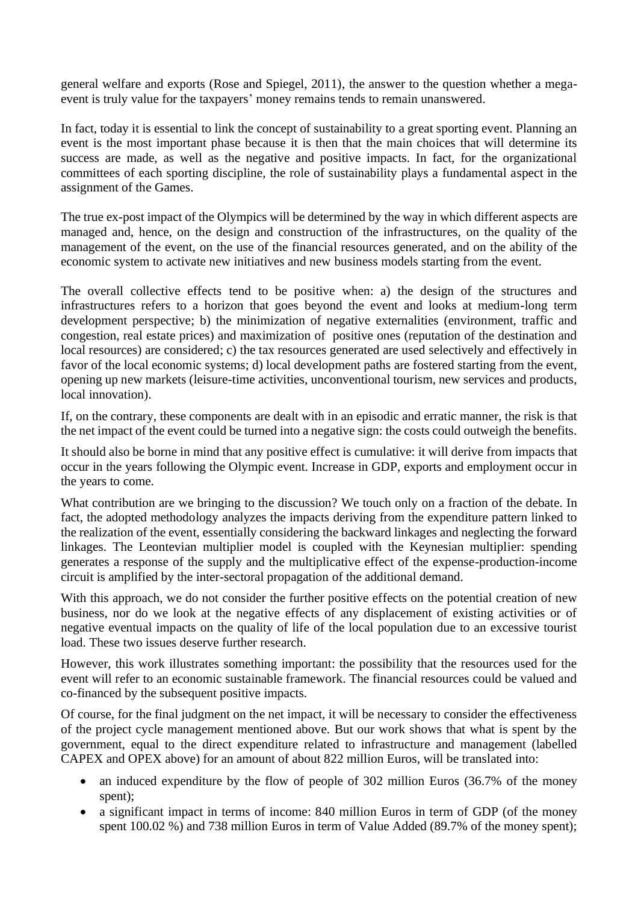general welfare and exports (Rose and Spiegel, 2011), the answer to the question whether a mega-event is truly value for the taxpayers' money remains tends to remain unanswered.

In fact, today it is essential to link the concept of sustainability to a great sporting event. Planning an event is the most important phase because it is then that the main choices that will determine its success are made, as well as the negative and positive impacts. In fact, for the organizational committees of each sporting discipline, the role of sustainability plays a fundamental aspect in the assignment of the Games.

The true ex-post impact of the Olympics will be determined by the way in which different aspects are managed and, hence, on the design and construction of the infrastructures, on the quality of the management of the event, on the use of the financial resources generated, and on the ability of the economic system to activate new initiatives and new business models starting from the event.

The overall collective effects tend to be positive when: a) the design of the structures and infrastructures refers to a horizon that goes beyond the event and looks at medium-long term development perspective; b) the minimization of negative externalities (environment, traffic and congestion, real estate prices) and maximization of positive ones (reputation of the destination and local resources) are considered; c) the tax resources generated are used selectively and effectively in favor of the local economic systems; d) local development paths are fostered starting from the event, opening up new markets (leisure-time activities, unconventional tourism, new services and products, local innovation).

If, on the contrary, these components are dealt with in an episodic and erratic manner, the risk is that the net impact of the event could be turned into a negative sign: the costs could outweigh the benefits.

It should also be borne in mind that any positive effect is cumulative: it will derive from impacts that occur in the years following the Olympic event. Increase in GDP, exports and employment occur in the years to come.

What contribution are we bringing to the discussion? We touch only on a fraction of the debate. In fact, the adopted methodology analyzes the impacts deriving from the expenditure pattern linked to the realization of the event, essentially considering the backward linkages and neglecting the forward linkages. The Leontevian multiplier model is coupled with the Keynesian multiplier: spending generates a response of the supply and the multiplicative effect of the expense-production-income circuit is amplified by the inter-sectoral propagation of the additional demand.

With this approach, we do not consider the further positive effects on the potential creation of new business, nor do we look at the negative effects of any displacement of existing activities or of negative eventual impacts on the quality of life of the local population due to an excessive tourist load. These two issues deserve further research.

However, this work illustrates something important: the possibility that the resources used for the event will refer to an economic sustainable framework. The financial resources could be valued and co-financed by the subsequent positive impacts.

Of course, for the final judgment on the net impact, it will be necessary to consider the effectiveness of the project cycle management mentioned above. But our work shows that what is spent by the government, equal to the direct expenditure related to infrastructure and management (labelled CAPEX and OPEX above) for an amount of about 822 million Euros, will be translated into:

- an induced expenditure by the flow of people of 302 million Euros (36.7% of the money spent);
- a significant impact in terms of income: 840 million Euros in term of GDP (of the money spent 100.02 %) and 738 million Euros in term of Value Added (89.7% of the money spent);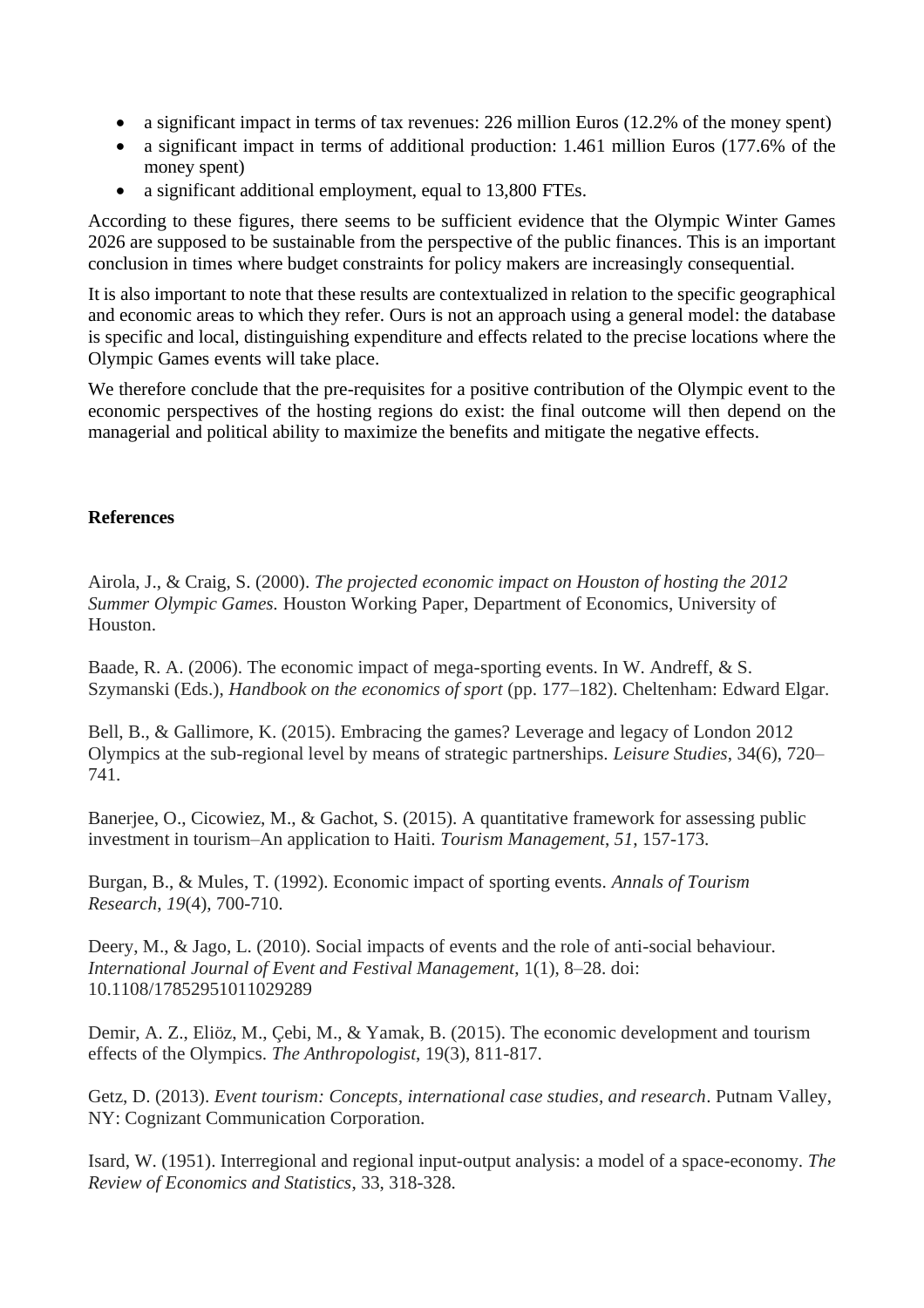- a significant impact in terms of tax revenues: 226 million Euros (12.2% of the money spent)
- a significant impact in terms of additional production: 1.461 million Euros (177.6% of the money spent)
- a significant additional employment, equal to 13,800 FTEs.

According to these figures, there seems to be sufficient evidence that the Olympic Winter Games 2026 are supposed to be sustainable from the perspective of the public finances. This is an important conclusion in times where budget constraints for policy makers are increasingly consequential.

It is also important to note that these results are contextualized in relation to the specific geographical and economic areas to which they refer. Ours is not an approach using a general model: the database is specific and local, distinguishing expenditure and effects related to the precise locations where the Olympic Games events will take place.

We therefore conclude that the pre-requisites for a positive contribution of the Olympic event to the economic perspectives of the hosting regions do exist: the final outcome will then depend on the managerial and political ability to maximize the benefits and mitigate the negative effects.

**References**

Airola, J., & Craig, S. (2000). *The projected economic impact on Houston of hosting the 2012 Summer Olympic Games.* Houston Working Paper, Department of Economics, University of Houston.

Baade, R. A. (2006). The economic impact of mega-sporting events. In W. Andreff, & S. Szymanski (Eds.), *Handbook on the economics of sport* (pp. 177–182). Cheltenham: Edward Elgar.

Bell, B., & Gallimore, K. (2015). Embracing the games? Leverage and legacy of London 2012 Olympics at the sub-regional level by means of strategic partnerships. *Leisure Studies*, 34(6), 720–741.

Banerjee, O., Cicowiez, M., & Gachot, S. (2015). A quantitative framework for assessing public investment in tourism–An application to Haiti. *Tourism Management*, *51*, 157-173.

Burgan, B., & Mules, T. (1992). Economic impact of sporting events. *Annals of Tourism Research*, *19*(4), 700-710.

Deery, M., & Jago, L. (2010). Social impacts of events and the role of anti-social behaviour. *International Journal of Event and Festival Management*, 1(1), 8–28. doi: 10.1108/17852951011029289

Demir, A. Z., Eliöz, M., Çebi, M., & Yamak, B. (2015). The economic development and tourism effects of the Olympics. *The Anthropologist*, 19(3), 811-817.

Getz, D. (2013). *Event tourism: Concepts, international case studies, and research*. Putnam Valley, NY: Cognizant Communication Corporation.

Isard, W. (1951). Interregional and regional input-output analysis: a model of a space-economy. *The Review of Economics and Statistics*, 33, 318-328.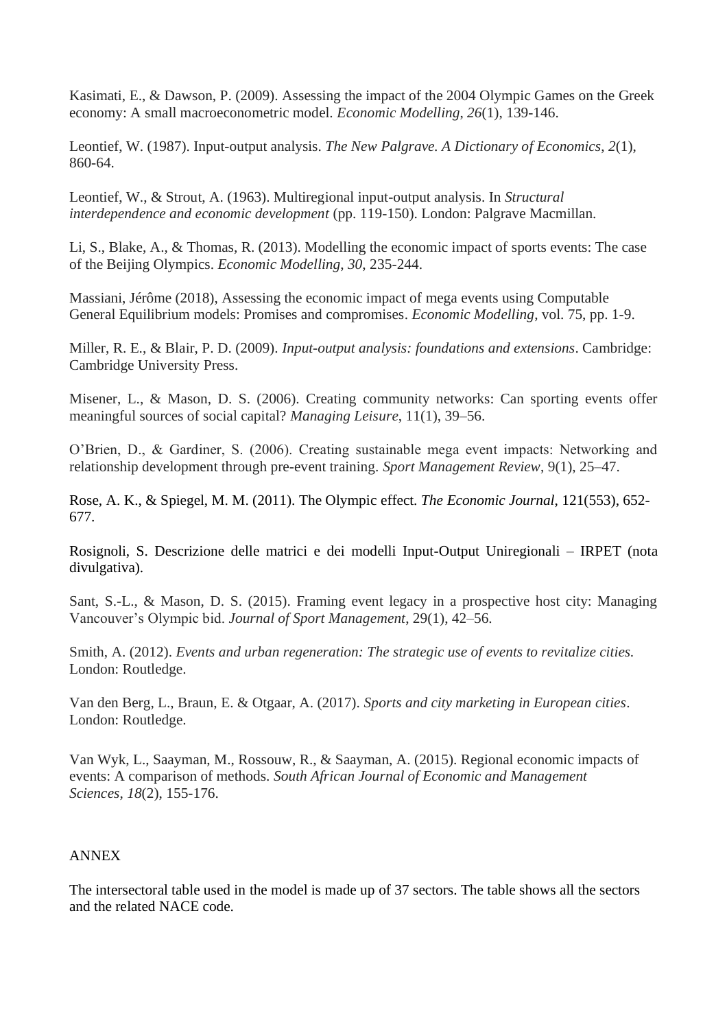Kasimati, E., & Dawson, P. (2009). Assessing the impact of the 2004 Olympic Games on the Greek economy: A small macroeconometric model. *Economic Modelling*, *26*(1), 139-146.

Leontief, W. (1987). Input-output analysis. *The New Palgrave. A Dictionary of Economics*, *2*(1), 860-64.

Leontief, W., & Strout, A. (1963). Multiregional input-output analysis. In *Structural interdependence and economic development* (pp. 119-150). London: Palgrave Macmillan.

Li, S., Blake, A., & Thomas, R. (2013). Modelling the economic impact of sports events: The case of the Beijing Olympics. *Economic Modelling*, *30*, 235-244.

Massiani, Jérôme (2018), Assessing the economic impact of mega events using Computable General Equilibrium models: Promises and compromises. *Economic Modelling*, vol. 75, pp. 1-9.

Miller, R. E., & Blair, P. D. (2009). *Input-output analysis: foundations and extensions*. Cambridge: Cambridge University Press.

Misener, L., & Mason, D. S. (2006). Creating community networks: Can sporting events offer meaningful sources of social capital? *Managing Leisure*, 11(1), 39–56.

O'Brien, D., & Gardiner, S. (2006). Creating sustainable mega event impacts: Networking and relationship development through pre-event training. *Sport Management Review*, 9(1), 25–47.

Rose, A. K., & Spiegel, M. M. (2011). The Olympic effect. *The Economic Journal*, 121(553), 652-677.

Rosignoli, S. Descrizione delle matrici e dei modelli Input-Output Uniregionali – IRPET (nota divulgativa).

Sant, S.-L., & Mason, D. S. (2015). Framing event legacy in a prospective host city: Managing Vancouver's Olympic bid. *Journal of Sport Management*, 29(1), 42–56.

Smith, A. (2012). *Events and urban regeneration: The strategic use of events to revitalize cities.* London: Routledge.

Van den Berg, L., Braun, E. & Otgaar, A. (2017). *Sports and city marketing in European cities*. London: Routledge.

Van Wyk, L., Saayman, M., Rossouw, R., & Saayman, A. (2015). Regional economic impacts of events: A comparison of methods. *South African Journal of Economic and Management Sciences*, *18*(2), 155-176.

## ANNEX

The intersectoral table used in the model is made up of 37 sectors. The table shows all the sectors and the related NACE code.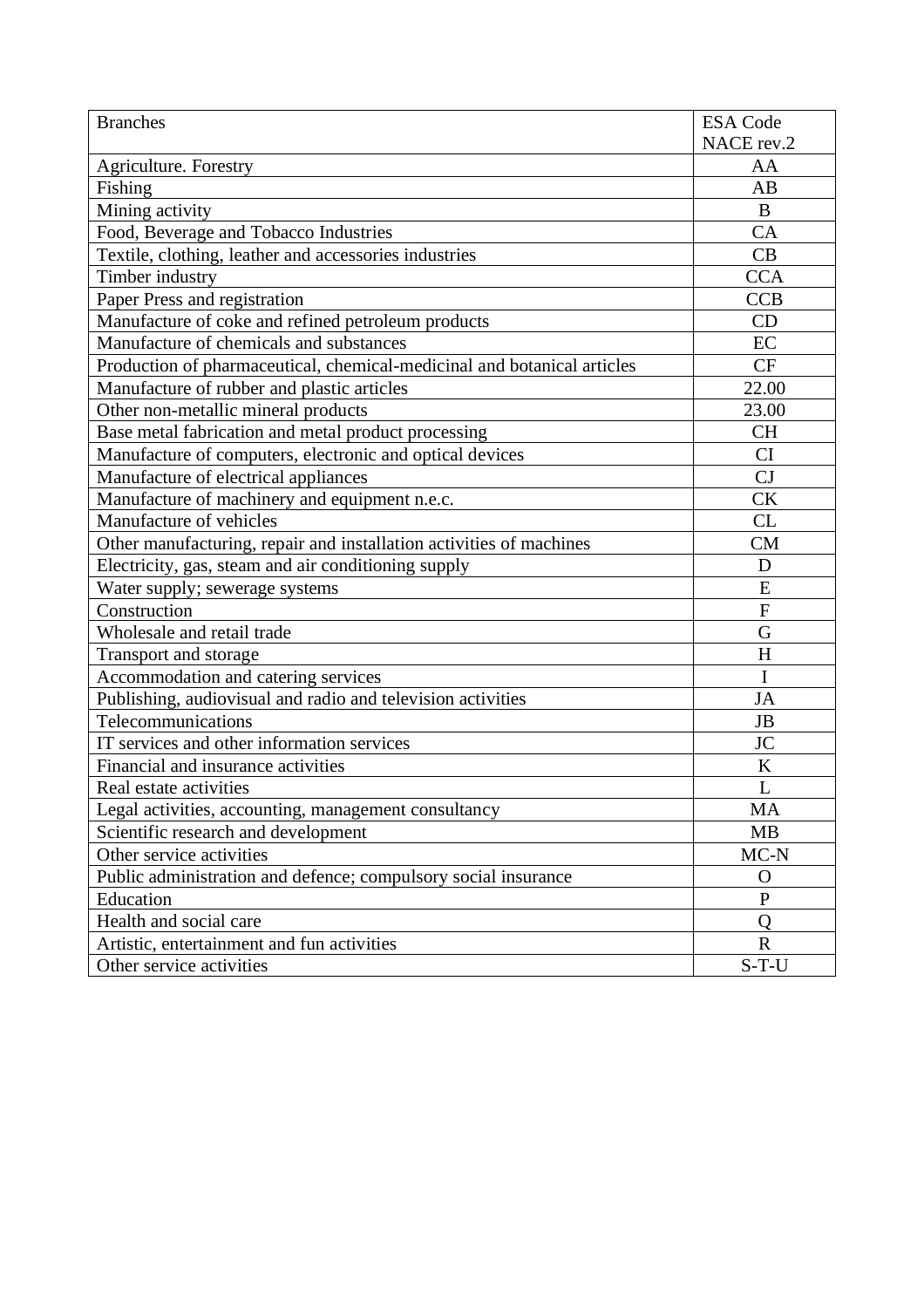| Branches | ESA Code NACE rev.2 |
| --- | --- |
| Agriculture. Forestry | AA |
| Fishing | AB |
| Mining activity | B |
| Food, Beverage and Tobacco Industries | CA |
| Textile, clothing, leather and accessories industries | CB |
| Timber industry | CCA |
| Paper Press and registration | CCB |
| Manufacture of coke and refined petroleum products | CD |
| Manufacture of chemicals and substances | EC |
| Production of pharmaceutical, chemical-medicinal and botanical articles | CF |
| Manufacture of rubber and plastic articles | 22.00 |
| Other non-metallic mineral products | 23.00 |
| Base metal fabrication and metal product processing | CH |
| Manufacture of computers, electronic and optical devices | CI |
| Manufacture of electrical appliances | CJ |
| Manufacture of machinery and equipment n.e.c. | CK |
| Manufacture of vehicles | CL |
| Other manufacturing, repair and installation activities of machines | CM |
| Electricity, gas, steam and air conditioning supply | D |
| Water supply; sewerage systems | E |
| Construction | F |
| Wholesale and retail trade | G |
| Transport and storage | H |
| Accommodation and catering services | I |
| Publishing, audiovisual and radio and television activities | JA |
| Telecommunications | JB |
| IT services and other information services | JC |
| Financial and insurance activities | K |
| Real estate activities | L |
| Legal activities, accounting, management consultancy | MA |
| Scientific research and development | MB |
| Other service activities | MC-N |
| Public administration and defence; compulsory social insurance | O |
| Education | P |
| Health and social care | Q |
| Artistic, entertainment and fun activities | R |
| Other service activities | S-T-U |